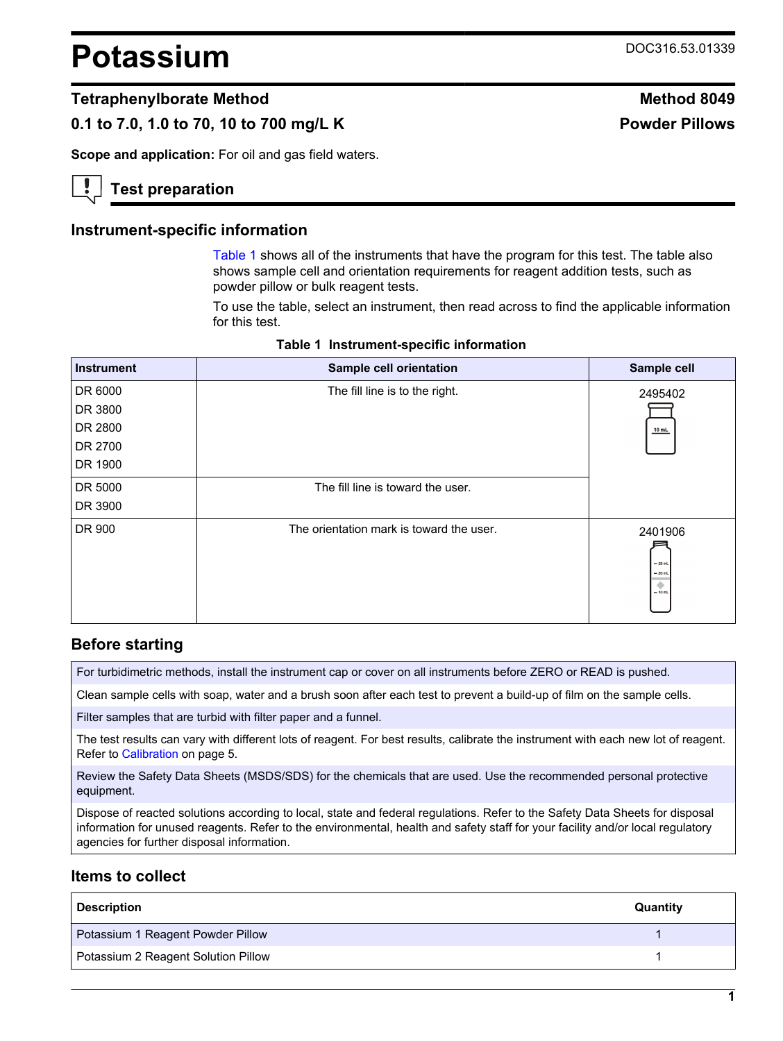# Potassium

DOC316.53.01339

## Tetraphenylborate Method

**Method 8049**

**0.1 to 7.0, 1.0 to 70, 10 to 700 mg/L K**

**Powder Pillows**

**Scope and application:** For oil and gas field waters.

## Test preparation

### Instrument-specific information

Table 1 shows all of the instruments that have the program for this test. The table also shows sample cell and orientation requirements for reagent addition tests, such as powder pillow or bulk reagent tests.

To use the table, select an instrument, then read across to find the applicable information for this test.

**Table 1 Instrument-specific information**

| Instrument | Sample cell orientation | Sample cell |
|---|---|---|
| DR 6000<br>DR 3800<br>DR 2800<br>DR 2700<br>DR 1900 | The fill line is to the right. | 2495402 |
| DR 5000<br>DR 3900 | The fill line is toward the user. | |
| DR 900 | The orientation mark is toward the user. | 2401906 |

### Before starting

For turbidimetric methods, install the instrument cap or cover on all instruments before ZERO or READ is pushed.

Clean sample cells with soap, water and a brush soon after each test to prevent a build-up of film on the sample cells.

Filter samples that are turbid with filter paper and a funnel.

The test results can vary with different lots of reagent. For best results, calibrate the instrument with each new lot of reagent. Refer to Calibration on page 5.

Review the Safety Data Sheets (MSDS/SDS) for the chemicals that are used. Use the recommended personal protective equipment.

Dispose of reacted solutions according to local, state and federal regulations. Refer to the Safety Data Sheets for disposal information for unused reagents. Refer to the environmental, health and safety staff for your facility and/or local regulatory agencies for further disposal information.

### Items to collect

| Description | Quantity |
|---|---|
| Potassium 1 Reagent Powder Pillow | 1 |
| Potassium 2 Reagent Solution Pillow | 1 |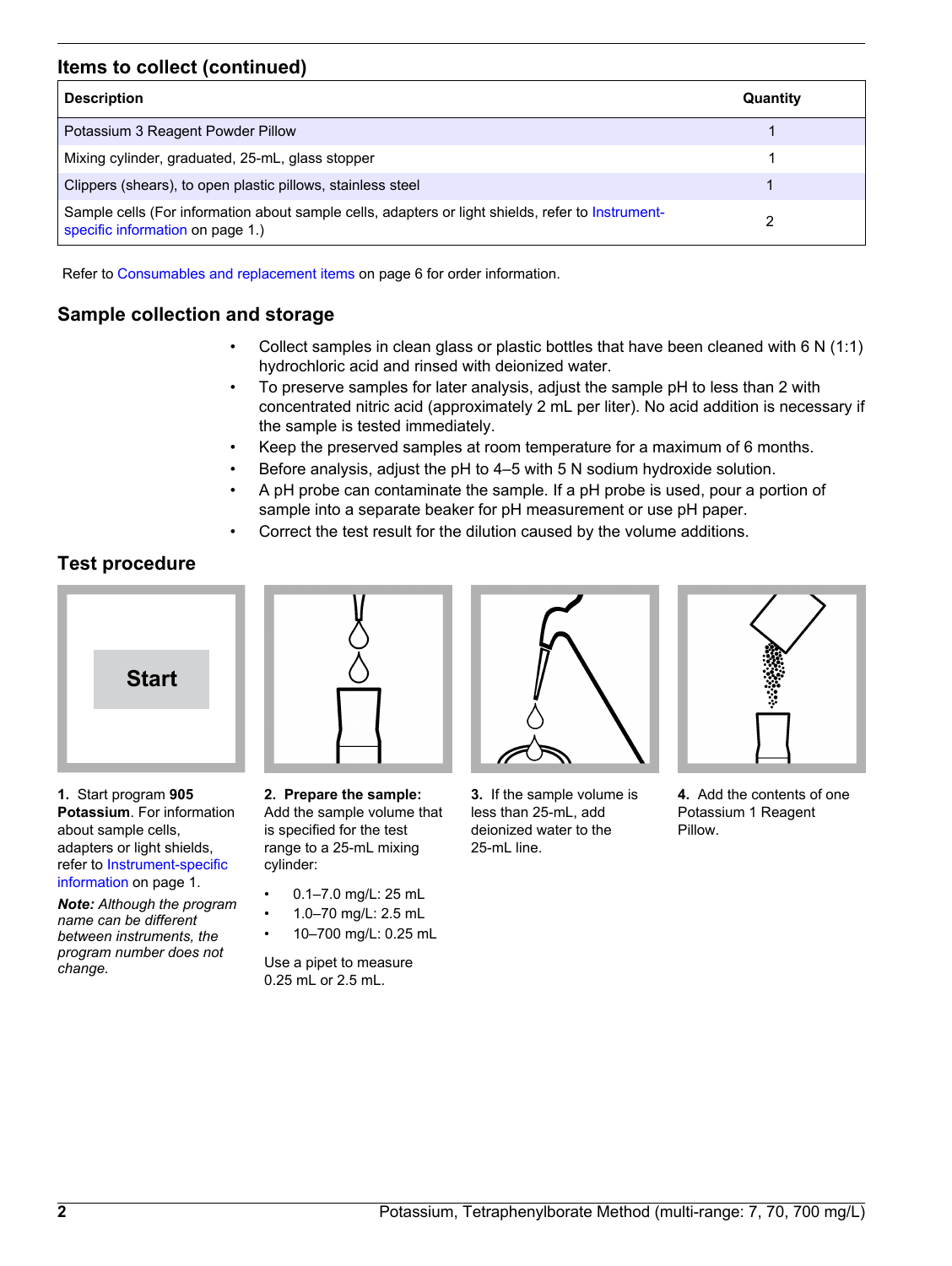## Items to collect (continued)

| Description | Quantity |
|---|---|
| Potassium 3 Reagent Powder Pillow | 1 |
| Mixing cylinder, graduated, 25-mL, glass stopper | 1 |
| Clippers (shears), to open plastic pillows, stainless steel | 1 |
| Sample cells (For information about sample cells, adapters or light shields, refer to Instrument-specific information on page 1.) | 2 |

Refer to Consumables and replacement items on page 6 for order information.

## Sample collection and storage

- Collect samples in clean glass or plastic bottles that have been cleaned with 6 N (1:1) hydrochloric acid and rinsed with deionized water.
- To preserve samples for later analysis, adjust the sample pH to less than 2 with concentrated nitric acid (approximately 2 mL per liter). No acid addition is necessary if the sample is tested immediately.
- Keep the preserved samples at room temperature for a maximum of 6 months.
- Before analysis, adjust the pH to 4–5 with 5 N sodium hydroxide solution.
- A pH probe can contaminate the sample. If a pH probe is used, pour a portion of sample into a separate beaker for pH measurement or use pH paper.
- Correct the test result for the dilution caused by the volume additions.

## Test procedure

Start

**1.** Start program **905 Potassium**. For information about sample cells, adapters or light shields, refer to Instrument-specific information on page 1.

***Note:** Although the program name can be different between instruments, the program number does not change.*

**2. Prepare the sample:** Add the sample volume that is specified for the test range to a 25-mL mixing cylinder:

- 0.1–7.0 mg/L: 25 mL
- 1.0–70 mg/L: 2.5 mL
- 10–700 mg/L: 0.25 mL

Use a pipet to measure 0.25 mL or 2.5 mL.

**3.** If the sample volume is less than 25-mL, add deionized water to the 25-mL line.

**4.** Add the contents of one Potassium 1 Reagent Pillow.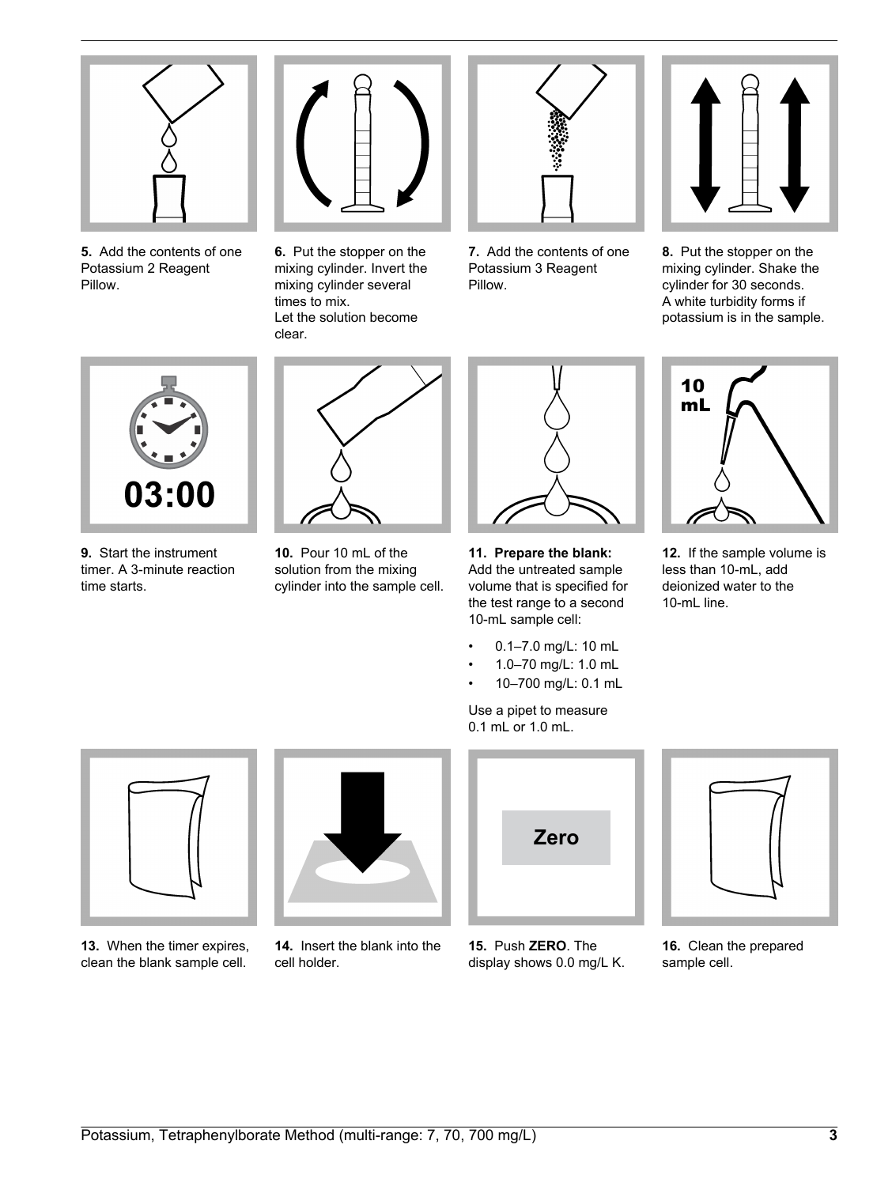5. Add the contents of one Potassium 2 Reagent Pillow.

6. Put the stopper on the mixing cylinder. Invert the mixing cylinder several times to mix.
Let the solution become clear.

7. Add the contents of one Potassium 3 Reagent Pillow.

8. Put the stopper on the mixing cylinder. Shake the cylinder for 30 seconds.
A white turbidity forms if potassium is in the sample.

9. Start the instrument timer. A 3-minute reaction time starts.

10. Pour 10 mL of the solution from the mixing cylinder into the sample cell.

11. **Prepare the blank:** Add the untreated sample volume that is specified for the test range to a second 10-mL sample cell:

- 0.1–7.0 mg/L: 10 mL
- 1.0–70 mg/L: 1.0 mL
- 10–700 mg/L: 0.1 mL

Use a pipet to measure 0.1 mL or 1.0 mL.

12. If the sample volume is less than 10-mL, add deionized water to the 10-mL line.

13. When the timer expires, clean the blank sample cell.

14. Insert the blank into the cell holder.

15. Push **ZERO**. The display shows 0.0 mg/L K.

16. Clean the prepared sample cell.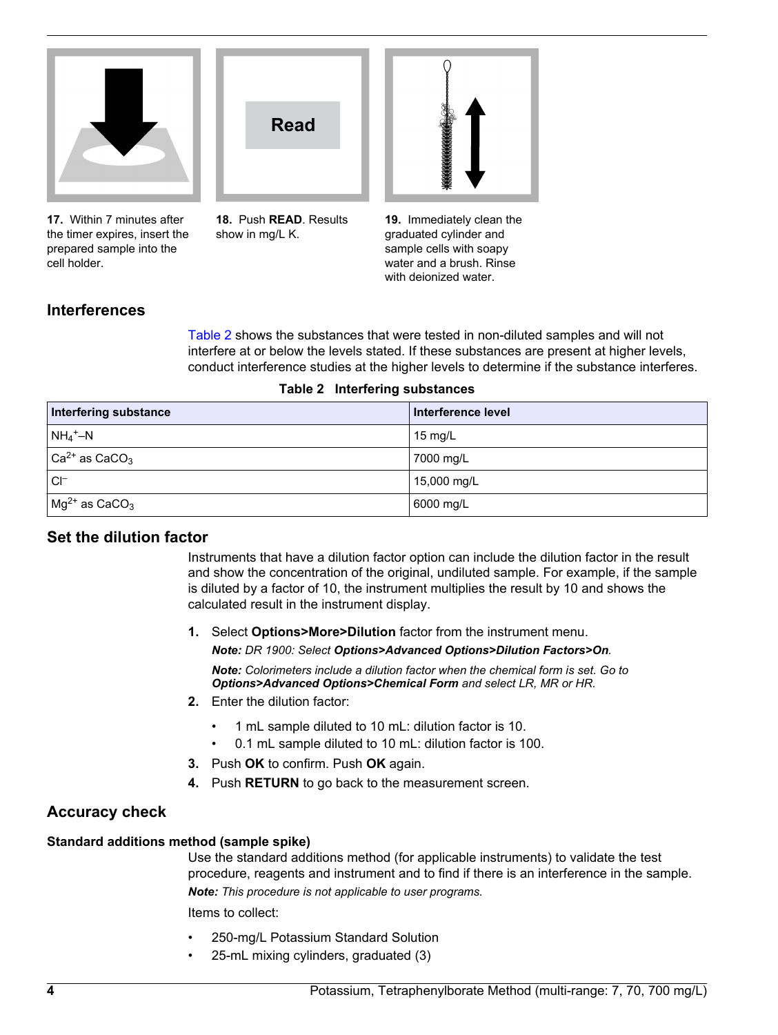**17.** Within 7 minutes after the timer expires, insert the prepared sample into the cell holder.

**18.** Push **READ**. Results show in mg/L K.

**19.** Immediately clean the graduated cylinder and sample cells with soapy water and a brush. Rinse with deionized water.

## Interferences

Table 2 shows the substances that were tested in non-diluted samples and will not interfere at or below the levels stated. If these substances are present at higher levels, conduct interference studies at the higher levels to determine if the substance interferes.

**Table 2 Interfering substances**

| Interfering substance | Interference level |
| --- | --- |
| $NH_4^+$–N | 15 mg/L |
| $Ca^{2+}$ as $CaCO_3$ | 7000 mg/L |
| $Cl^-$ | 15,000 mg/L |
| $Mg^{2+}$ as $CaCO_3$ | 6000 mg/L |

## Set the dilution factor

Instruments that have a dilution factor option can include the dilution factor in the result and show the concentration of the original, undiluted sample. For example, if the sample is diluted by a factor of 10, the instrument multiplies the result by 10 and shows the calculated result in the instrument display.

1. Select **Options>More>Dilution** factor from the instrument menu.

   ***Note:*** *DR 1900: Select* ***Options>Advanced Options>Dilution Factors>On****.*

   ***Note:*** *Colorimeters include a dilution factor when the chemical form is set. Go to* ***Options>Advanced Options>Chemical Form*** *and select LR, MR or HR.*

2. Enter the dilution factor:
   - 1 mL sample diluted to 10 mL: dilution factor is 10.
   - 0.1 mL sample diluted to 10 mL: dilution factor is 100.
3. Push **OK** to confirm. Push **OK** again.
4. Push **RETURN** to go back to the measurement screen.

## Accuracy check

### Standard additions method (sample spike)

Use the standard additions method (for applicable instruments) to validate the test procedure, reagents and instrument and to find if there is an interference in the sample.

***Note:*** *This procedure is not applicable to user programs.*

Items to collect:

- 250-mg/L Potassium Standard Solution
- 25-mL mixing cylinders, graduated (3)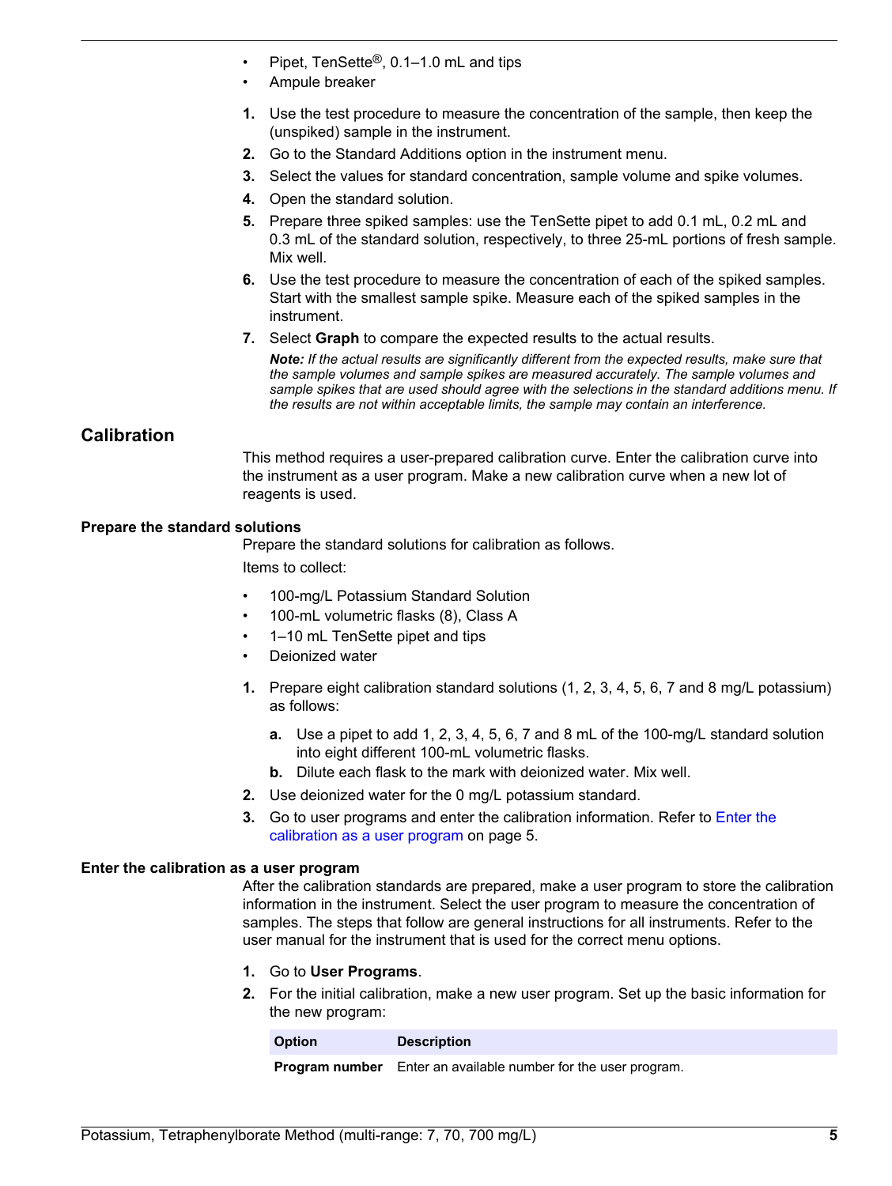- Pipet, TenSette®, 0.1–1.0 mL and tips
- Ampule breaker

1. Use the test procedure to measure the concentration of the sample, then keep the (unspiked) sample in the instrument.
2. Go to the Standard Additions option in the instrument menu.
3. Select the values for standard concentration, sample volume and spike volumes.
4. Open the standard solution.
5. Prepare three spiked samples: use the TenSette pipet to add 0.1 mL, 0.2 mL and 0.3 mL of the standard solution, respectively, to three 25-mL portions of fresh sample. Mix well.
6. Use the test procedure to measure the concentration of each of the spiked samples. Start with the smallest sample spike. Measure each of the spiked samples in the instrument.
7. Select **Graph** to compare the expected results to the actual results.

   ***Note:** If the actual results are significantly different from the expected results, make sure that the sample volumes and sample spikes are measured accurately. The sample volumes and sample spikes that are used should agree with the selections in the standard additions menu. If the results are not within acceptable limits, the sample may contain an interference.*

## Calibration

This method requires a user-prepared calibration curve. Enter the calibration curve into the instrument as a user program. Make a new calibration curve when a new lot of reagents is used.

### Prepare the standard solutions

Prepare the standard solutions for calibration as follows.

Items to collect:

- 100-mg/L Potassium Standard Solution
- 100-mL volumetric flasks (8), Class A
- 1–10 mL TenSette pipet and tips
- Deionized water

1. Prepare eight calibration standard solutions (1, 2, 3, 4, 5, 6, 7 and 8 mg/L potassium) as follows:
   a. Use a pipet to add 1, 2, 3, 4, 5, 6, 7 and 8 mL of the 100-mg/L standard solution into eight different 100-mL volumetric flasks.
   b. Dilute each flask to the mark with deionized water. Mix well.
2. Use deionized water for the 0 mg/L potassium standard.
3. Go to user programs and enter the calibration information. Refer to Enter the calibration as a user program on page 5.

### Enter the calibration as a user program

After the calibration standards are prepared, make a user program to store the calibration information in the instrument. Select the user program to measure the concentration of samples. The steps that follow are general instructions for all instruments. Refer to the user manual for the instrument that is used for the correct menu options.

1. Go to **User Programs**.
2. For the initial calibration, make a new user program. Set up the basic information for the new program:

| Option | Description |
|---|---|
| **Program number** | Enter an available number for the user program. |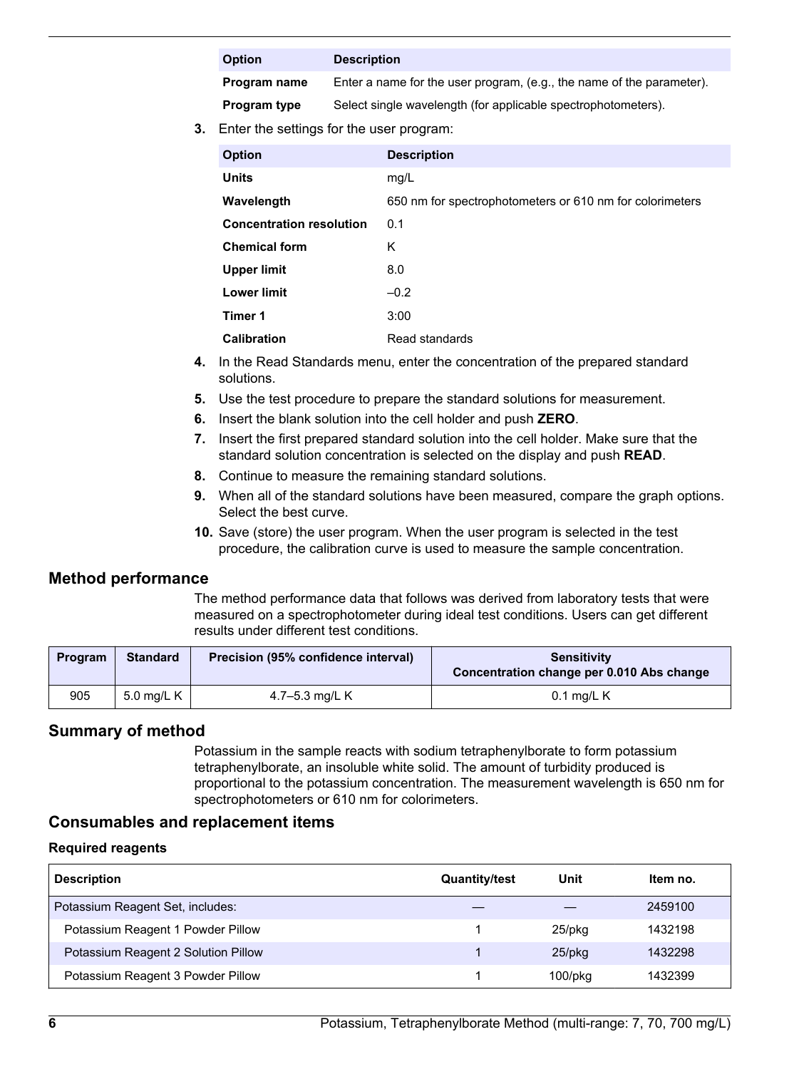| Option | Description |
|---|---|
| **Program name** | Enter a name for the user program, (e.g., the name of the parameter). |
| **Program type** | Select single wavelength (for applicable spectrophotometers). |

3. Enter the settings for the user program:

| Option | Description |
|---|---|
| **Units** | mg/L |
| **Wavelength** | 650 nm for spectrophotometers or 610 nm for colorimeters |
| **Concentration resolution** | 0.1 |
| **Chemical form** | K |
| **Upper limit** | 8.0 |
| **Lower limit** | –0.2 |
| **Timer 1** | 3:00 |
| **Calibration** | Read standards |

4. In the Read Standards menu, enter the concentration of the prepared standard solutions.
5. Use the test procedure to prepare the standard solutions for measurement.
6. Insert the blank solution into the cell holder and push **ZERO**.
7. Insert the first prepared standard solution into the cell holder. Make sure that the standard solution concentration is selected on the display and push **READ**.
8. Continue to measure the remaining standard solutions.
9. When all of the standard solutions have been measured, compare the graph options. Select the best curve.
10. Save (store) the user program. When the user program is selected in the test procedure, the calibration curve is used to measure the sample concentration.

## Method performance

The method performance data that follows was derived from laboratory tests that were measured on a spectrophotometer during ideal test conditions. Users can get different results under different test conditions.

| Program | Standard | Precision (95% confidence interval) | Sensitivity Concentration change per 0.010 Abs change |
|---|---|---|---|
| 905 | 5.0 mg/L K | 4.7–5.3 mg/L K | 0.1 mg/L K |

## Summary of method

Potassium in the sample reacts with sodium tetraphenylborate to form potassium tetraphenylborate, an insoluble white solid. The amount of turbidity produced is proportional to the potassium concentration. The measurement wavelength is 650 nm for spectrophotometers or 610 nm for colorimeters.

## Consumables and replacement items

### Required reagents

| Description | Quantity/test | Unit | Item no. |
|---|---|---|---|
| Potassium Reagent Set, includes: | — | — | 2459100 |
| Potassium Reagent 1 Powder Pillow | 1 | 25/pkg | 1432198 |
| Potassium Reagent 2 Solution Pillow | 1 | 25/pkg | 1432298 |
| Potassium Reagent 3 Powder Pillow | 1 | 100/pkg | 1432399 |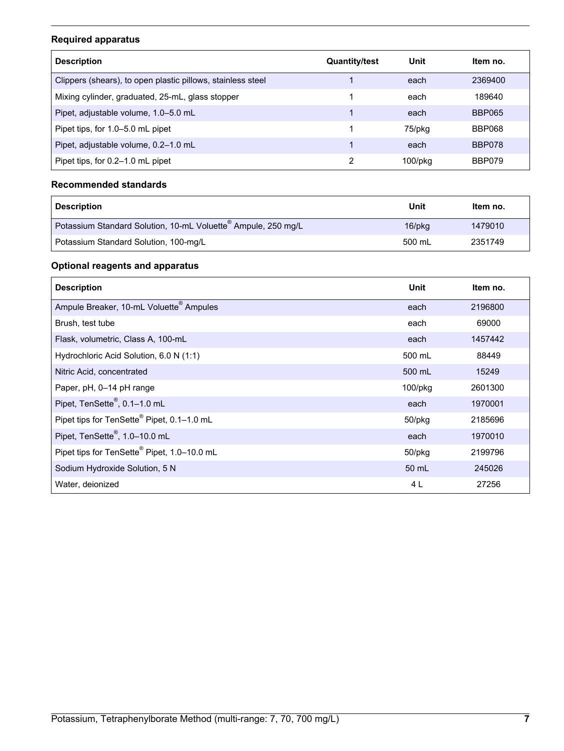### Required apparatus

| Description | Quantity/test | Unit | Item no. |
|---|---|---|---|
| Clippers (shears), to open plastic pillows, stainless steel | 1 | each | 2369400 |
| Mixing cylinder, graduated, 25-mL, glass stopper | 1 | each | 189640 |
| Pipet, adjustable volume, 1.0–5.0 mL | 1 | each | BBP065 |
| Pipet tips, for 1.0–5.0 mL pipet | 1 | 75/pkg | BBP068 |
| Pipet, adjustable volume, 0.2–1.0 mL | 1 | each | BBP078 |
| Pipet tips, for 0.2–1.0 mL pipet | 2 | 100/pkg | BBP079 |

### Recommended standards

| Description | Unit | Item no. |
|---|---|---|
| Potassium Standard Solution, 10-mL Voluette® Ampule, 250 mg/L | 16/pkg | 1479010 |
| Potassium Standard Solution, 100-mg/L | 500 mL | 2351749 |

### Optional reagents and apparatus

| Description | Unit | Item no. |
|---|---|---|
| Ampule Breaker, 10-mL Voluette® Ampules | each | 2196800 |
| Brush, test tube | each | 69000 |
| Flask, volumetric, Class A, 100-mL | each | 1457442 |
| Hydrochloric Acid Solution, 6.0 N (1:1) | 500 mL | 88449 |
| Nitric Acid, concentrated | 500 mL | 15249 |
| Paper, pH, 0–14 pH range | 100/pkg | 2601300 |
| Pipet, TenSette®, 0.1–1.0 mL | each | 1970001 |
| Pipet tips for TenSette® Pipet, 0.1–1.0 mL | 50/pkg | 2185696 |
| Pipet, TenSette®, 1.0–10.0 mL | each | 1970010 |
| Pipet tips for TenSette® Pipet, 1.0–10.0 mL | 50/pkg | 2199796 |
| Sodium Hydroxide Solution, 5 N | 50 mL | 245026 |
| Water, deionized | 4 L | 27256 |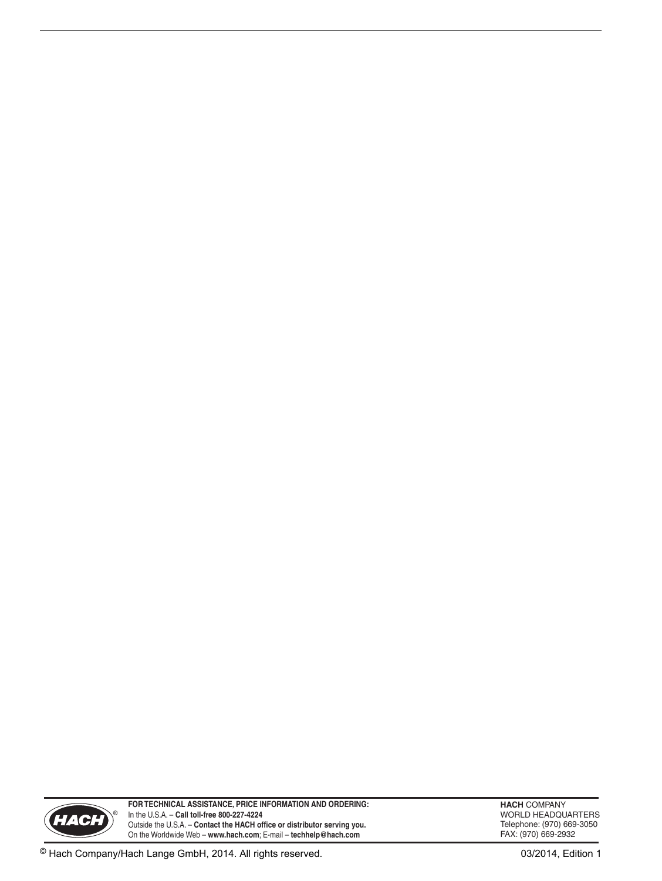**FOR TECHNICAL ASSISTANCE, PRICE INFORMATION AND ORDERING:**
In the U.S.A. – **Call toll-free 800-227-4224**
Outside the U.S.A. – **Contact the HACH office or distributor serving you.**
On the Worldwide Web – **www.hach.com**; E-mail – **techhelp@hach.com**

**HACH** COMPANY
WORLD HEADQUARTERS
Telephone: (970) 669-3050
FAX: (970) 669-2932

© Hach Company/Hach Lange GmbH, 2014. All rights reserved.

03/2014, Edition 1